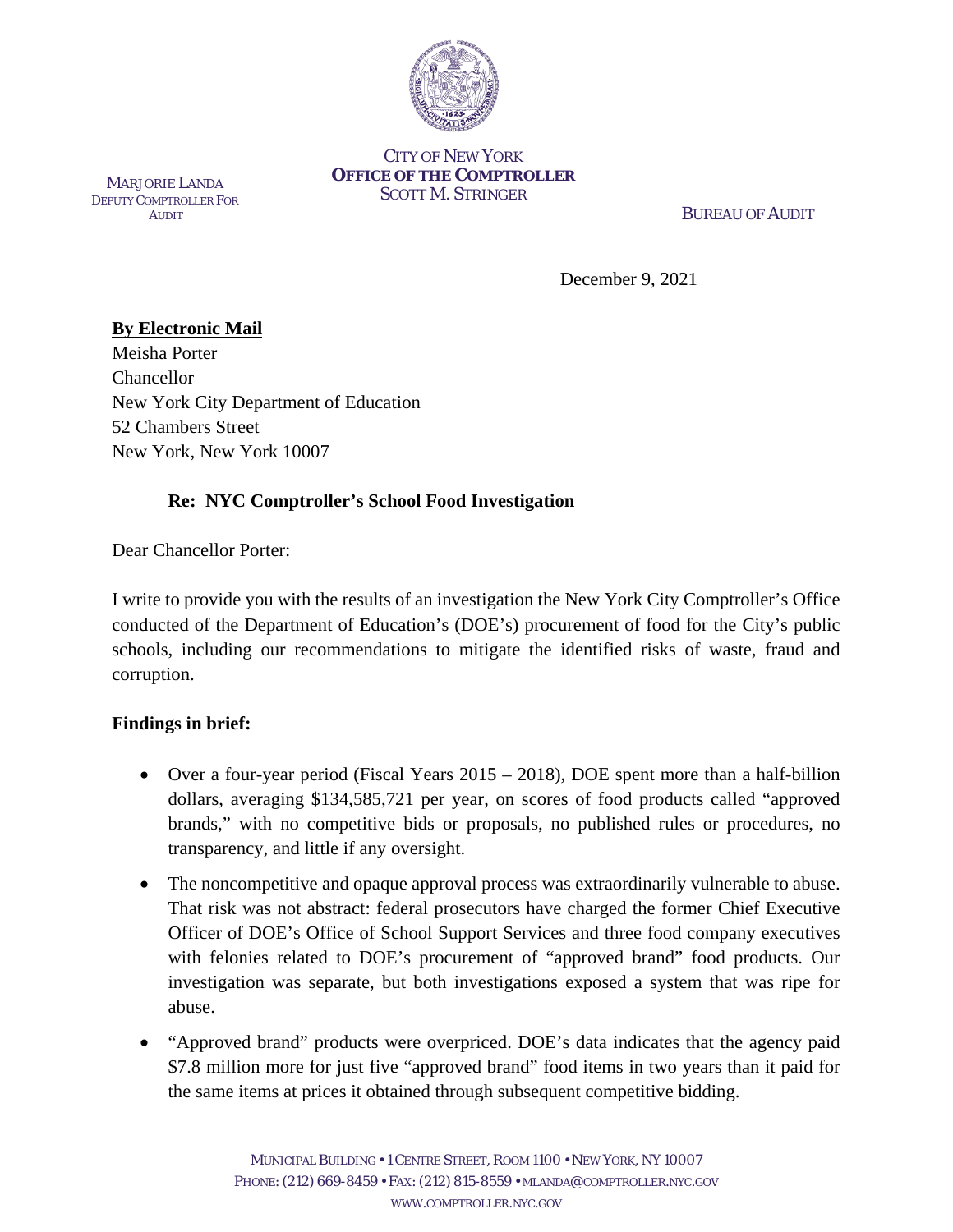CITY OF NEW YORK
**OFFICE OF THE COMPTROLLER**
SCOTT M. STRINGER

MARJORIE LANDA
DEPUTY COMPTROLLER FOR AUDIT

BUREAU OF AUDIT

December 9, 2021

**By Electronic Mail**
Meisha Porter
Chancellor
New York City Department of Education
52 Chambers Street
New York, New York 10007

**Re: NYC Comptroller's School Food Investigation**

Dear Chancellor Porter:

I write to provide you with the results of an investigation the New York City Comptroller's Office conducted of the Department of Education's (DOE's) procurement of food for the City's public schools, including our recommendations to mitigate the identified risks of waste, fraud and corruption.

**Findings in brief:**

- Over a four-year period (Fiscal Years 2015 – 2018), DOE spent more than a half-billion dollars, averaging $134,585,721 per year, on scores of food products called "approved brands," with no competitive bids or proposals, no published rules or procedures, no transparency, and little if any oversight.
- The noncompetitive and opaque approval process was extraordinarily vulnerable to abuse. That risk was not abstract: federal prosecutors have charged the former Chief Executive Officer of DOE's Office of School Support Services and three food company executives with felonies related to DOE's procurement of "approved brand" food products. Our investigation was separate, but both investigations exposed a system that was ripe for abuse.
- "Approved brand" products were overpriced. DOE's data indicates that the agency paid $7.8 million more for just five "approved brand" food items in two years than it paid for the same items at prices it obtained through subsequent competitive bidding.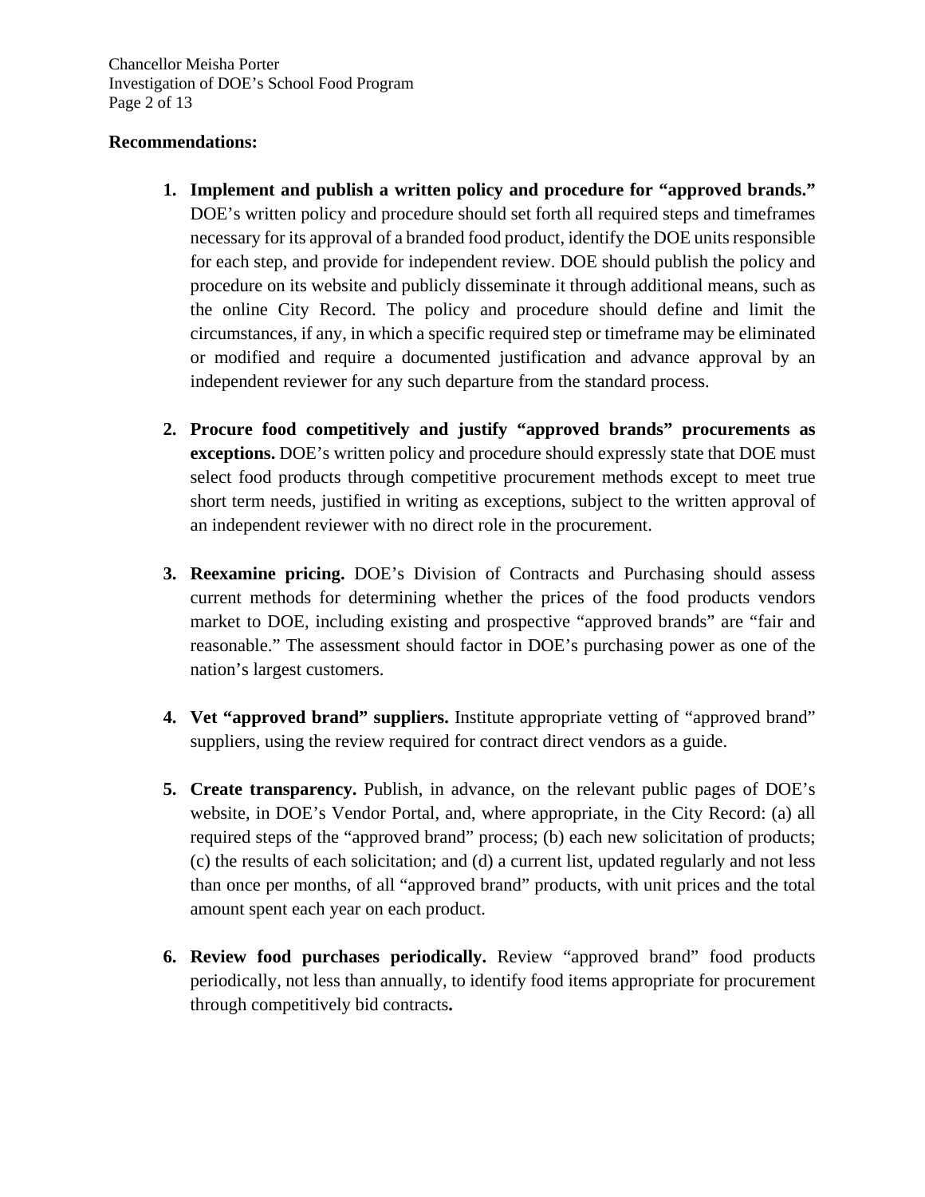**Recommendations:**

1. **Implement and publish a written policy and procedure for "approved brands."** DOE's written policy and procedure should set forth all required steps and timeframes necessary for its approval of a branded food product, identify the DOE units responsible for each step, and provide for independent review. DOE should publish the policy and procedure on its website and publicly disseminate it through additional means, such as the online City Record. The policy and procedure should define and limit the circumstances, if any, in which a specific required step or timeframe may be eliminated or modified and require a documented justification and advance approval by an independent reviewer for any such departure from the standard process.

2. **Procure food competitively and justify "approved brands" procurements as exceptions.** DOE's written policy and procedure should expressly state that DOE must select food products through competitive procurement methods except to meet true short term needs, justified in writing as exceptions, subject to the written approval of an independent reviewer with no direct role in the procurement.

3. **Reexamine pricing.** DOE's Division of Contracts and Purchasing should assess current methods for determining whether the prices of the food products vendors market to DOE, including existing and prospective "approved brands" are "fair and reasonable." The assessment should factor in DOE's purchasing power as one of the nation's largest customers.

4. **Vet "approved brand" suppliers.** Institute appropriate vetting of "approved brand" suppliers, using the review required for contract direct vendors as a guide.

5. **Create transparency.** Publish, in advance, on the relevant public pages of DOE's website, in DOE's Vendor Portal, and, where appropriate, in the City Record: (a) all required steps of the "approved brand" process; (b) each new solicitation of products; (c) the results of each solicitation; and (d) a current list, updated regularly and not less than once per months, of all "approved brand" products, with unit prices and the total amount spent each year on each product.

6. **Review food purchases periodically.** Review "approved brand" food products periodically, not less than annually, to identify food items appropriate for procurement through competitively bid contracts**.**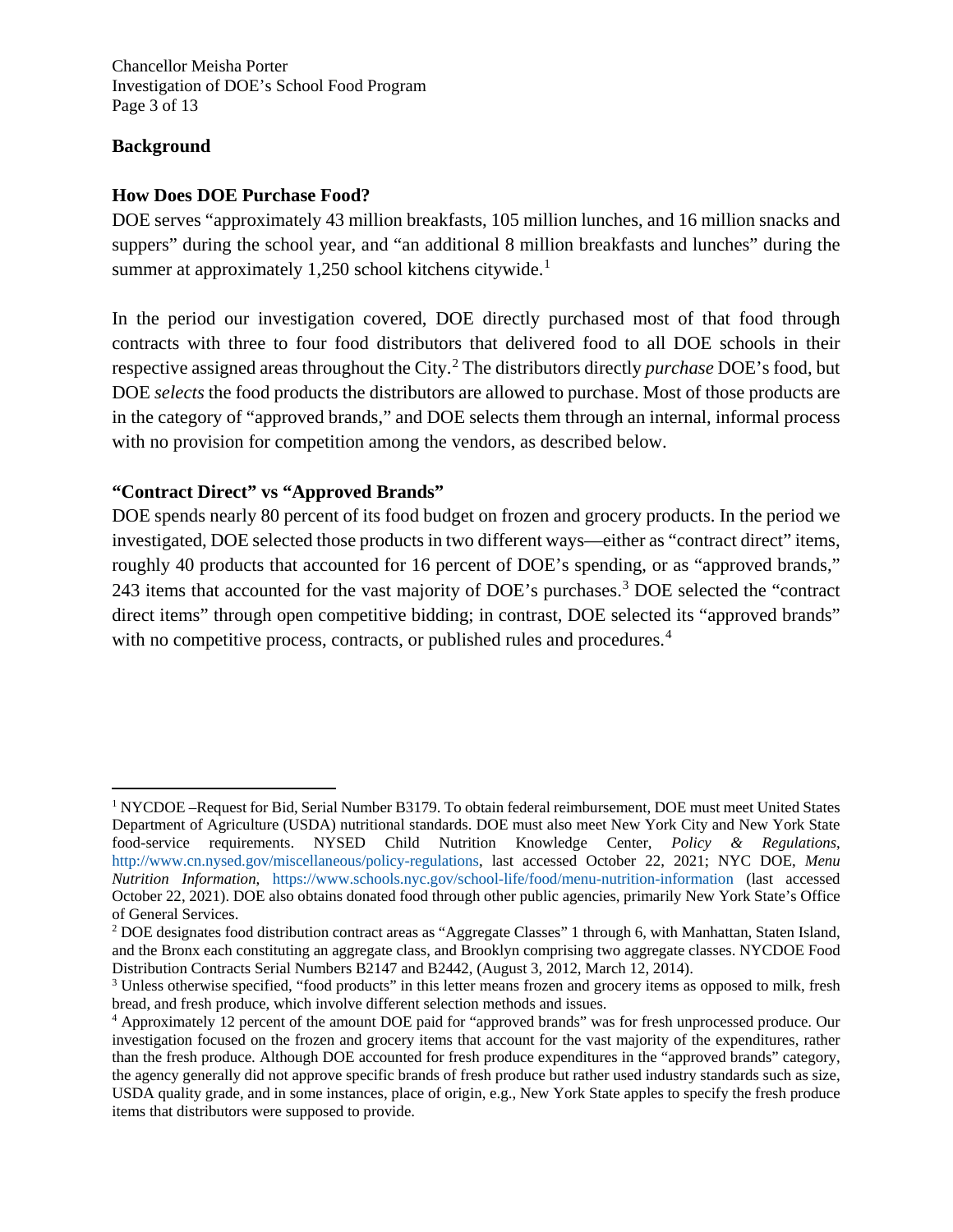## Background

### How Does DOE Purchase Food?

DOE serves "approximately 43 million breakfasts, 105 million lunches, and 16 million snacks and suppers" during the school year, and "an additional 8 million breakfasts and lunches" during the summer at approximately 1,250 school kitchens citywide.[1]

In the period our investigation covered, DOE directly purchased most of that food through contracts with three to four food distributors that delivered food to all DOE schools in their respective assigned areas throughout the City.[2] The distributors directly *purchase* DOE's food, but DOE *selects* the food products the distributors are allowed to purchase. Most of those products are in the category of "approved brands," and DOE selects them through an internal, informal process with no provision for competition among the vendors, as described below.

### "Contract Direct" vs "Approved Brands"

DOE spends nearly 80 percent of its food budget on frozen and grocery products. In the period we investigated, DOE selected those products in two different ways—either as "contract direct" items, roughly 40 products that accounted for 16 percent of DOE's spending, or as "approved brands," 243 items that accounted for the vast majority of DOE's purchases.[3] DOE selected the "contract direct items" through open competitive bidding; in contrast, DOE selected its "approved brands" with no competitive process, contracts, or published rules and procedures.[4]

---

[1] NYCDOE –Request for Bid, Serial Number B3179. To obtain federal reimbursement, DOE must meet United States Department of Agriculture (USDA) nutritional standards. DOE must also meet New York City and New York State food-service requirements. NYSED Child Nutrition Knowledge Center, *Policy & Regulations*, http://www.cn.nysed.gov/miscellaneous/policy-regulations, last accessed October 22, 2021; NYC DOE, *Menu Nutrition Information*, https://www.schools.nyc.gov/school-life/food/menu-nutrition-information (last accessed October 22, 2021). DOE also obtains donated food through other public agencies, primarily New York State's Office of General Services.

[2] DOE designates food distribution contract areas as "Aggregate Classes" 1 through 6, with Manhattan, Staten Island, and the Bronx each constituting an aggregate class, and Brooklyn comprising two aggregate classes. NYCDOE Food Distribution Contracts Serial Numbers B2147 and B2442, (August 3, 2012, March 12, 2014).

[3] Unless otherwise specified, "food products" in this letter means frozen and grocery items as opposed to milk, fresh bread, and fresh produce, which involve different selection methods and issues.

[4] Approximately 12 percent of the amount DOE paid for "approved brands" was for fresh unprocessed produce. Our investigation focused on the frozen and grocery items that account for the vast majority of the expenditures, rather than the fresh produce. Although DOE accounted for fresh produce expenditures in the "approved brands" category, the agency generally did not approve specific brands of fresh produce but rather used industry standards such as size, USDA quality grade, and in some instances, place of origin, e.g., New York State apples to specify the fresh produce items that distributors were supposed to provide.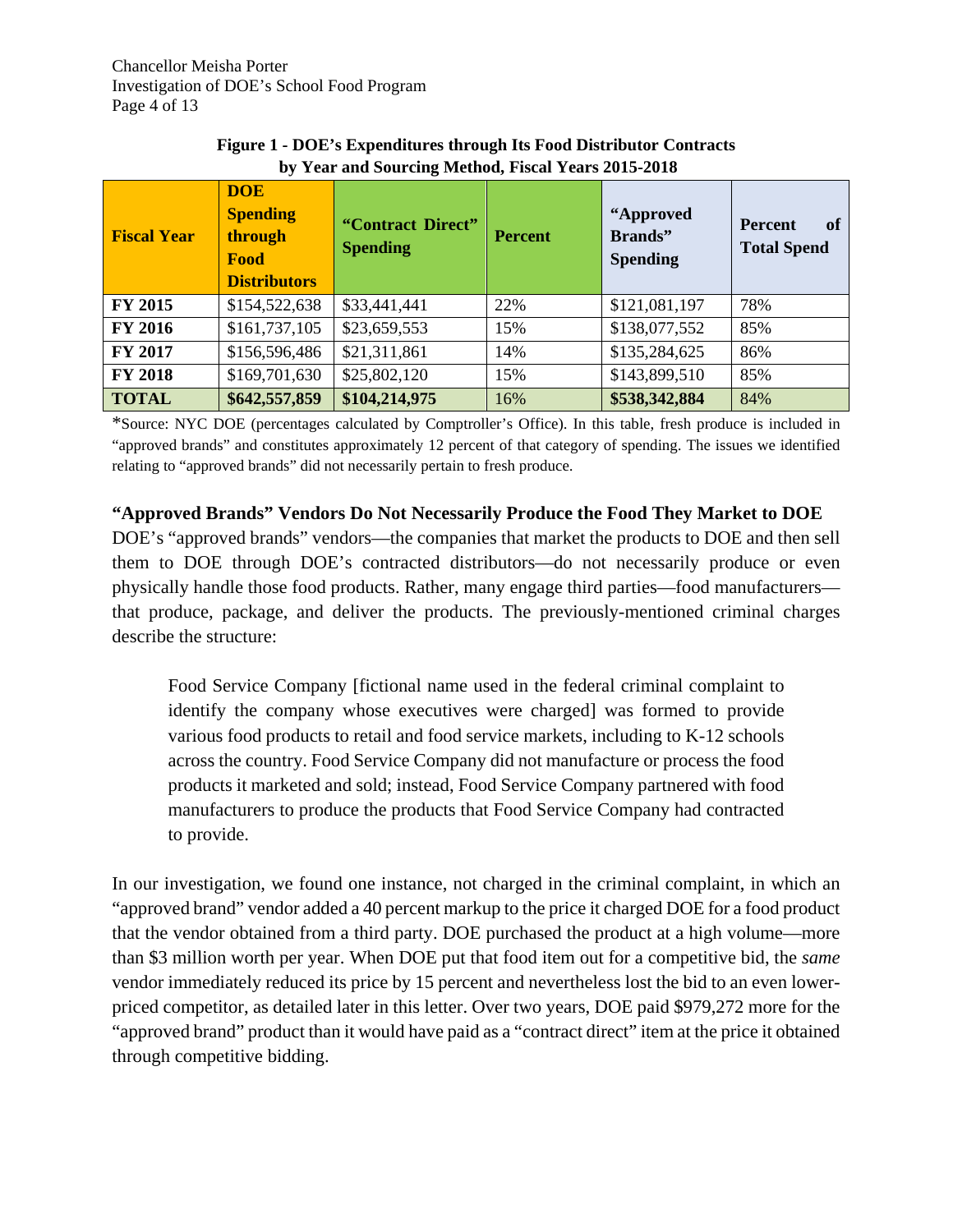**Figure 1 - DOE's Expenditures through Its Food Distributor Contracts by Year and Sourcing Method, Fiscal Years 2015-2018**

| Fiscal Year | DOE Spending through Food Distributors | "Contract Direct" Spending | Percent | "Approved Brands" Spending | Percent of Total Spend |
|---|---|---|---|---|---|
| **FY 2015** | $154,522,638 | $33,441,441 | 22% | $121,081,197 | 78% |
| **FY 2016** | $161,737,105 | $23,659,553 | 15% | $138,077,552 | 85% |
| **FY 2017** | $156,596,486 | $21,311,861 | 14% | $135,284,625 | 86% |
| **FY 2018** | $169,701,630 | $25,802,120 | 15% | $143,899,510 | 85% |
| **TOTAL** | **$642,557,859** | **$104,214,975** | 16% | **$538,342,884** | 84% |

*Source: NYC DOE (percentages calculated by Comptroller's Office). In this table, fresh produce is included in "approved brands" and constitutes approximately 12 percent of that category of spending. The issues we identified relating to "approved brands" did not necessarily pertain to fresh produce.

**"Approved Brands" Vendors Do Not Necessarily Produce the Food They Market to DOE**

DOE's "approved brands" vendors—the companies that market the products to DOE and then sell them to DOE through DOE's contracted distributors—do not necessarily produce or even physically handle those food products. Rather, many engage third parties—food manufacturers—that produce, package, and deliver the products. The previously-mentioned criminal charges describe the structure:

> Food Service Company [fictional name used in the federal criminal complaint to identify the company whose executives were charged] was formed to provide various food products to retail and food service markets, including to K-12 schools across the country. Food Service Company did not manufacture or process the food products it marketed and sold; instead, Food Service Company partnered with food manufacturers to produce the products that Food Service Company had contracted to provide.

In our investigation, we found one instance, not charged in the criminal complaint, in which an "approved brand" vendor added a 40 percent markup to the price it charged DOE for a food product that the vendor obtained from a third party. DOE purchased the product at a high volume—more than $3 million worth per year. When DOE put that food item out for a competitive bid, the *same* vendor immediately reduced its price by 15 percent and nevertheless lost the bid to an even lower-priced competitor, as detailed later in this letter. Over two years, DOE paid $979,272 more for the "approved brand" product than it would have paid as a "contract direct" item at the price it obtained through competitive bidding.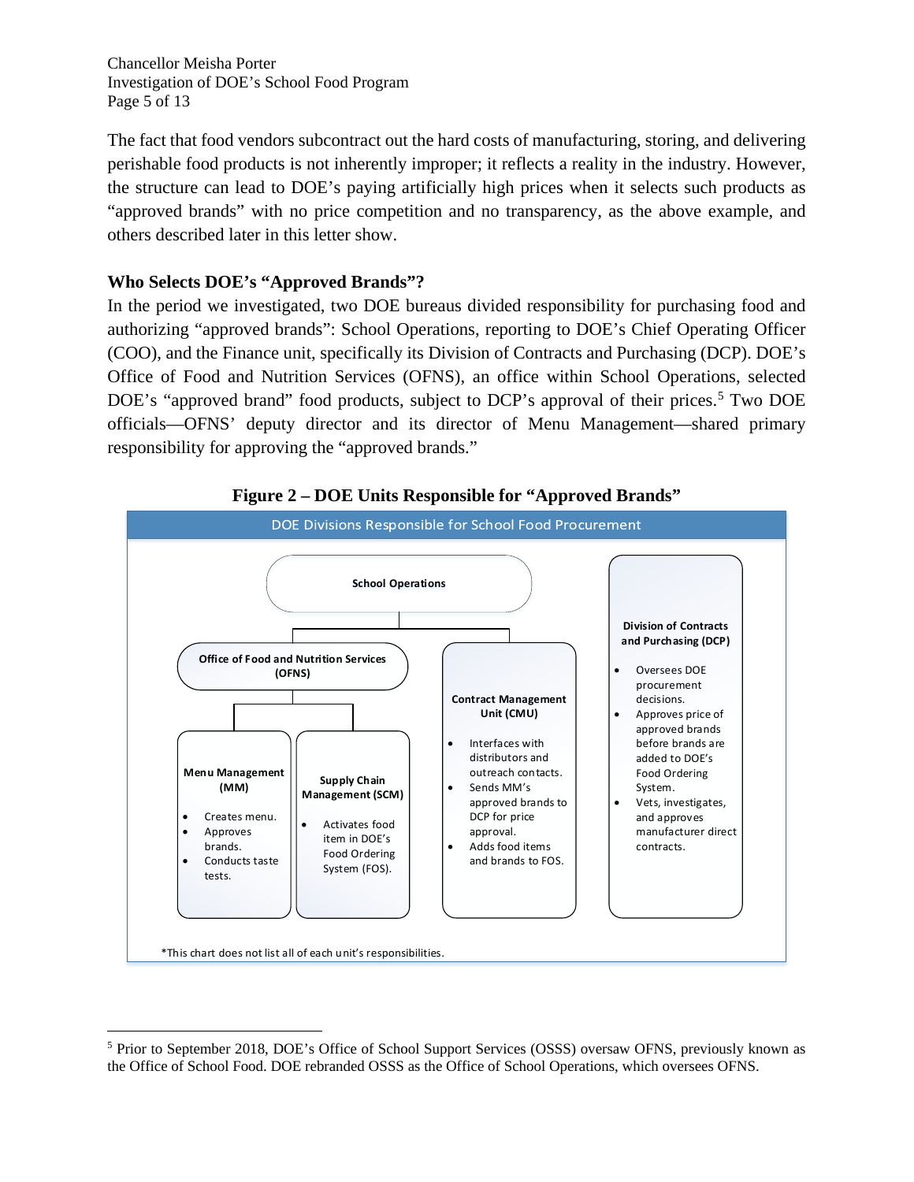The fact that food vendors subcontract out the hard costs of manufacturing, storing, and delivering perishable food products is not inherently improper; it reflects a reality in the industry. However, the structure can lead to DOE's paying artificially high prices when it selects such products as "approved brands" with no price competition and no transparency, as the above example, and others described later in this letter show.

**Who Selects DOE's "Approved Brands"?**

In the period we investigated, two DOE bureaus divided responsibility for purchasing food and authorizing "approved brands": School Operations, reporting to DOE's Chief Operating Officer (COO), and the Finance unit, specifically its Division of Contracts and Purchasing (DCP). DOE's Office of Food and Nutrition Services (OFNS), an office within School Operations, selected DOE's "approved brand" food products, subject to DCP's approval of their prices.[5] Two DOE officials—OFNS' deputy director and its director of Menu Management—shared primary responsibility for approving the "approved brands."

**Figure 2 – DOE Units Responsible for "Approved Brands"**

DOE Divisions Responsible for School Food Procurement

**School Operations**

- **Office of Food and Nutrition Services (OFNS)**
  - **Menu Management (MM)**
    - Creates menu.
    - Approves brands.
    - Conducts taste tests.
  - **Supply Chain Management (SCM)**
    - Activates food item in DOE's Food Ordering System (FOS).
- **Contract Management Unit (CMU)**
  - Interfaces with distributors and outreach contacts.
  - Sends MM's approved brands to DCP for price approval.
  - Adds food items and brands to FOS.

**Division of Contracts and Purchasing (DCP)**

- Oversees DOE procurement decisions.
- Approves price of approved brands before brands are added to DOE's Food Ordering System.
- Vets, investigates, and approves manufacturer direct contracts.

*This chart does not list all of each unit's responsibilities.

[5] Prior to September 2018, DOE's Office of School Support Services (OSSS) oversaw OFNS, previously known as the Office of School Food. DOE rebranded OSSS as the Office of School Operations, which oversees OFNS.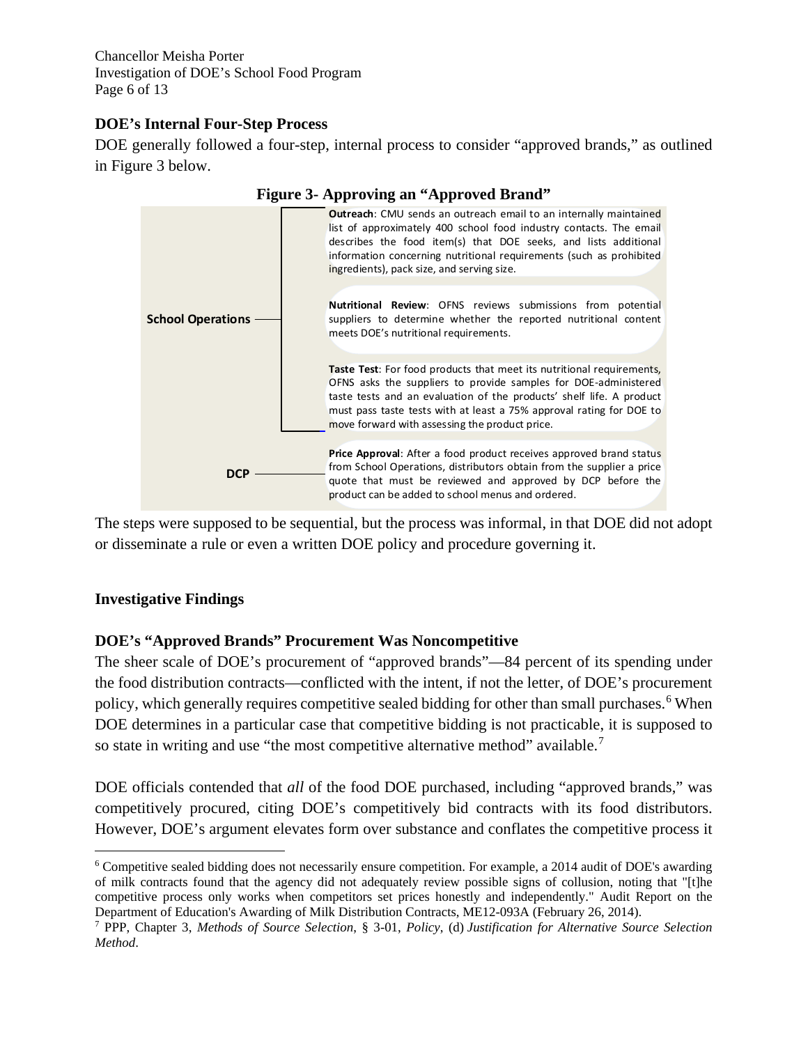### DOE's Internal Four-Step Process

DOE generally followed a four-step, internal process to consider "approved brands," as outlined in Figure 3 below.

**Figure 3- Approving an "Approved Brand"**

**School Operations**

- **Outreach**: CMU sends an outreach email to an internally maintained list of approximately 400 school food industry contacts. The email describes the food item(s) that DOE seeks, and lists additional information concerning nutritional requirements (such as prohibited ingredients), pack size, and serving size.
- **Nutritional Review**: OFNS reviews submissions from potential suppliers to determine whether the reported nutritional content meets DOE's nutritional requirements.
- **Taste Test**: For food products that meet its nutritional requirements, OFNS asks the suppliers to provide samples for DOE-administered taste tests and an evaluation of the products' shelf life. A product must pass taste tests with at least a 75% approval rating for DOE to move forward with assessing the product price.

**DCP**

- **Price Approval**: After a food product receives approved brand status from School Operations, distributors obtain from the supplier a price quote that must be reviewed and approved by DCP before the product can be added to school menus and ordered.

The steps were supposed to be sequential, but the process was informal, in that DOE did not adopt or disseminate a rule or even a written DOE policy and procedure governing it.

## Investigative Findings

### DOE's "Approved Brands" Procurement Was Noncompetitive

The sheer scale of DOE's procurement of "approved brands"—84 percent of its spending under the food distribution contracts—conflicted with the intent, if not the letter, of DOE's procurement policy, which generally requires competitive sealed bidding for other than small purchases.[6] When DOE determines in a particular case that competitive bidding is not practicable, it is supposed to so state in writing and use "the most competitive alternative method" available.[7]

DOE officials contended that *all* of the food DOE purchased, including "approved brands," was competitively procured, citing DOE's competitively bid contracts with its food distributors. However, DOE's argument elevates form over substance and conflates the competitive process it

---

[6] Competitive sealed bidding does not necessarily ensure competition. For example, a 2014 audit of DOE's awarding of milk contracts found that the agency did not adequately review possible signs of collusion, noting that "[t]he competitive process only works when competitors set prices honestly and independently." Audit Report on the Department of Education's Awarding of Milk Distribution Contracts, ME12-093A (February 26, 2014).

[7] PPP, Chapter 3, *Methods of Source Selection*, § 3-01, *Policy*, (d) *Justification for Alternative Source Selection Method*.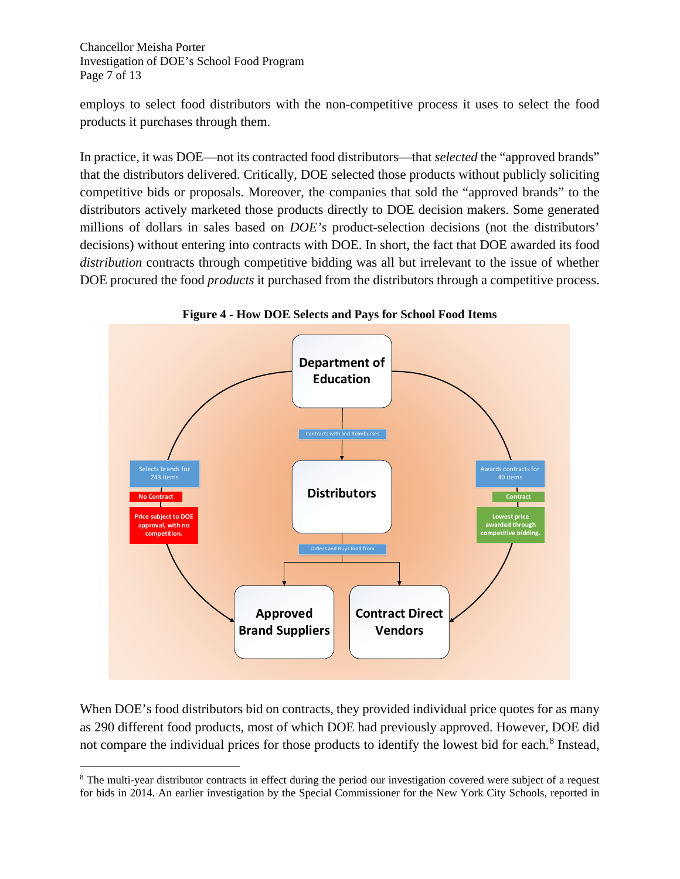employs to select food distributors with the non-competitive process it uses to select the food products it purchases through them.

In practice, it was DOE—not its contracted food distributors—that *selected* the "approved brands" that the distributors delivered. Critically, DOE selected those products without publicly soliciting competitive bids or proposals. Moreover, the companies that sold the "approved brands" to the distributors actively marketed those products directly to DOE decision makers. Some generated millions of dollars in sales based on *DOE's* product-selection decisions (not the distributors' decisions) without entering into contracts with DOE. In short, the fact that DOE awarded its food *distribution* contracts through competitive bidding was all but irrelevant to the issue of whether DOE procured the food *products* it purchased from the distributors through a competitive process.

**Figure 4 - How DOE Selects and Pays for School Food Items**

Department of Education

Contracts with and Reimburses

Distributors

Orders and Buys food from

Approved Brand Suppliers

Contract Direct Vendors

Selects brands for 243 items

No Contract

Price subject to DOE approval, with no competition.

Awards contracts for 40 items

Contract

Lowest price awarded through competitive bidding.

When DOE's food distributors bid on contracts, they provided individual price quotes for as many as 290 different food products, most of which DOE had previously approved. However, DOE did not compare the individual prices for those products to identify the lowest bid for each.[8] Instead,

---

[8] The multi-year distributor contracts in effect during the period our investigation covered were subject of a request for bids in 2014. An earlier investigation by the Special Commissioner for the New York City Schools, reported in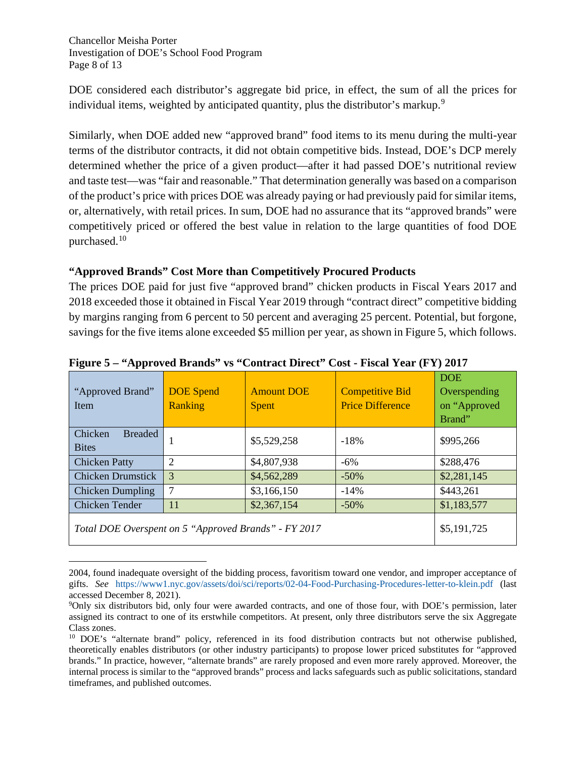DOE considered each distributor's aggregate bid price, in effect, the sum of all the prices for individual items, weighted by anticipated quantity, plus the distributor's markup.[9]

Similarly, when DOE added new "approved brand" food items to its menu during the multi-year terms of the distributor contracts, it did not obtain competitive bids. Instead, DOE's DCP merely determined whether the price of a given product—after it had passed DOE's nutritional review and taste test—was "fair and reasonable." That determination generally was based on a comparison of the product's price with prices DOE was already paying or had previously paid for similar items, or, alternatively, with retail prices. In sum, DOE had no assurance that its "approved brands" were competitively priced or offered the best value in relation to the large quantities of food DOE purchased.[10]

**"Approved Brands" Cost More than Competitively Procured Products**

The prices DOE paid for just five "approved brand" chicken products in Fiscal Years 2017 and 2018 exceeded those it obtained in Fiscal Year 2019 through "contract direct" competitive bidding by margins ranging from 6 percent to 50 percent and averaging 25 percent. Potential, but forgone, savings for the five items alone exceeded $5 million per year, as shown in Figure 5, which follows.

**Figure 5 – "Approved Brands" vs "Contract Direct" Cost - Fiscal Year (FY) 2017**

| "Approved Brand" Item | DOE Spend Ranking | Amount DOE Spent | Competitive Bid Price Difference | DOE Overspending on "Approved Brand" |
|---|---|---|---|---|
| Chicken Breaded Bites | 1 | $5,529,258 | -18% | $995,266 |
| Chicken Patty | 2 | $4,807,938 | -6% | $288,476 |
| Chicken Drumstick | 3 | $4,562,289 | -50% | $2,281,145 |
| Chicken Dumpling | 7 | $3,166,150 | -14% | $443,261 |
| Chicken Tender | 11 | $2,367,154 | -50% | $1,183,577 |
| *Total DOE Overspent on 5 "Approved Brands" - FY 2017* | | | | $5,191,725 |

---

2004, found inadequate oversight of the bidding process, favoritism toward one vendor, and improper acceptance of gifts. *See* https://www1.nyc.gov/assets/doi/sci/reports/02-04-Food-Purchasing-Procedures-letter-to-klein.pdf (last accessed December 8, 2021).

[9] Only six distributors bid, only four were awarded contracts, and one of those four, with DOE's permission, later assigned its contract to one of its erstwhile competitors. At present, only three distributors serve the six Aggregate Class zones.

[10] DOE's "alternate brand" policy, referenced in its food distribution contracts but not otherwise published, theoretically enables distributors (or other industry participants) to propose lower priced substitutes for "approved brands." In practice, however, "alternate brands" are rarely proposed and even more rarely approved. Moreover, the internal process is similar to the "approved brands" process and lacks safeguards such as public solicitations, standard timeframes, and published outcomes.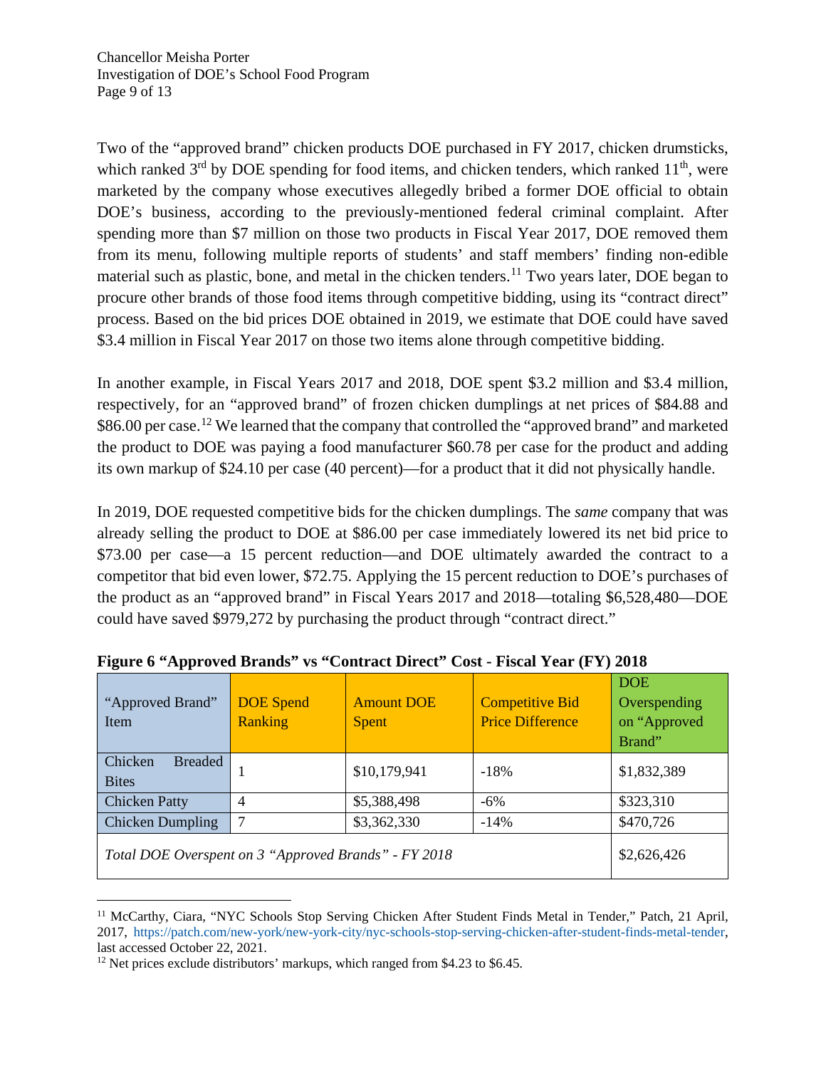Two of the "approved brand" chicken products DOE purchased in FY 2017, chicken drumsticks, which ranked 3rd by DOE spending for food items, and chicken tenders, which ranked 11th, were marketed by the company whose executives allegedly bribed a former DOE official to obtain DOE's business, according to the previously-mentioned federal criminal complaint. After spending more than $7 million on those two products in Fiscal Year 2017, DOE removed them from its menu, following multiple reports of students' and staff members' finding non-edible material such as plastic, bone, and metal in the chicken tenders.[11] Two years later, DOE began to procure other brands of those food items through competitive bidding, using its "contract direct" process. Based on the bid prices DOE obtained in 2019, we estimate that DOE could have saved $3.4 million in Fiscal Year 2017 on those two items alone through competitive bidding.

In another example, in Fiscal Years 2017 and 2018, DOE spent $3.2 million and $3.4 million, respectively, for an "approved brand" of frozen chicken dumplings at net prices of $84.88 and $86.00 per case.[12] We learned that the company that controlled the "approved brand" and marketed the product to DOE was paying a food manufacturer $60.78 per case for the product and adding its own markup of $24.10 per case (40 percent)—for a product that it did not physically handle.

In 2019, DOE requested competitive bids for the chicken dumplings. The *same* company that was already selling the product to DOE at $86.00 per case immediately lowered its net bid price to $73.00 per case—a 15 percent reduction—and DOE ultimately awarded the contract to a competitor that bid even lower, $72.75. Applying the 15 percent reduction to DOE's purchases of the product as an "approved brand" in Fiscal Years 2017 and 2018—totaling $6,528,480—DOE could have saved $979,272 by purchasing the product through "contract direct."

**Figure 6 "Approved Brands" vs "Contract Direct" Cost - Fiscal Year (FY) 2018**

| "Approved Brand" Item | DOE Spend Ranking | Amount DOE Spent | Competitive Bid Price Difference | DOE Overspending on "Approved Brand" |
|---|---|---|---|---|
| Chicken Breaded Bites | 1 | $10,179,941 | -18% | $1,832,389 |
| Chicken Patty | 4 | $5,388,498 | -6% | $323,310 |
| Chicken Dumpling | 7 | $3,362,330 | -14% | $470,726 |
| *Total DOE Overspent on 3 "Approved Brands" - FY 2018* | | | | $2,626,426 |

[11] McCarthy, Ciara, "NYC Schools Stop Serving Chicken After Student Finds Metal in Tender," Patch, 21 April, 2017, https://patch.com/new-york/new-york-city/nyc-schools-stop-serving-chicken-after-student-finds-metal-tender, last accessed October 22, 2021.

[12] Net prices exclude distributors' markups, which ranged from $4.23 to $6.45.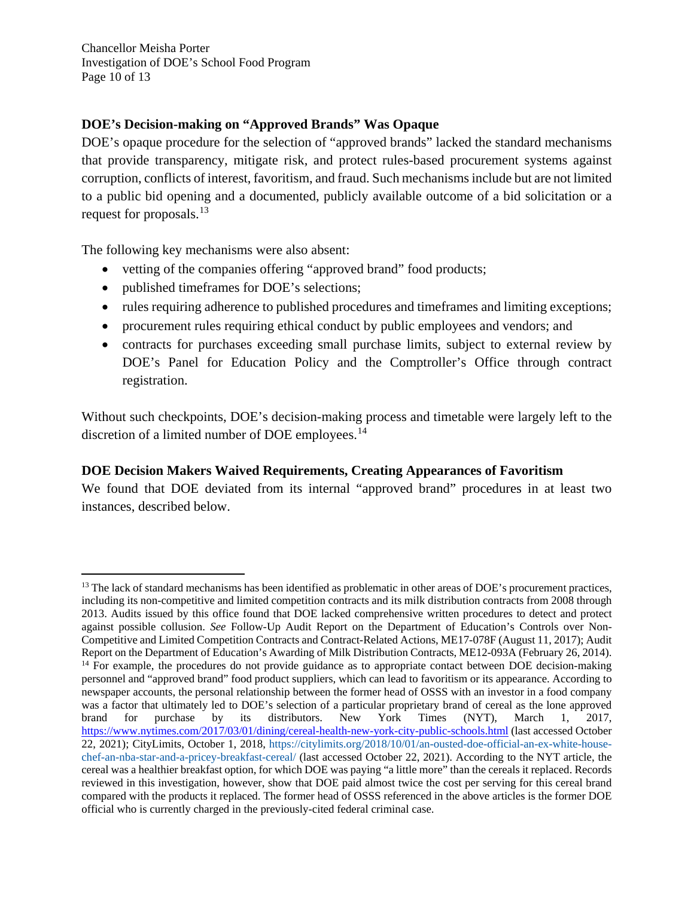**DOE's Decision-making on "Approved Brands" Was Opaque**

DOE's opaque procedure for the selection of "approved brands" lacked the standard mechanisms that provide transparency, mitigate risk, and protect rules-based procurement systems against corruption, conflicts of interest, favoritism, and fraud. Such mechanisms include but are not limited to a public bid opening and a documented, publicly available outcome of a bid solicitation or a request for proposals.[13]

The following key mechanisms were also absent:

- vetting of the companies offering "approved brand" food products;
- published timeframes for DOE's selections;
- rules requiring adherence to published procedures and timeframes and limiting exceptions;
- procurement rules requiring ethical conduct by public employees and vendors; and
- contracts for purchases exceeding small purchase limits, subject to external review by DOE's Panel for Education Policy and the Comptroller's Office through contract registration.

Without such checkpoints, DOE's decision-making process and timetable were largely left to the discretion of a limited number of DOE employees.[14]

**DOE Decision Makers Waived Requirements, Creating Appearances of Favoritism**

We found that DOE deviated from its internal "approved brand" procedures in at least two instances, described below.

---

[13] The lack of standard mechanisms has been identified as problematic in other areas of DOE's procurement practices, including its non-competitive and limited competition contracts and its milk distribution contracts from 2008 through 2013. Audits issued by this office found that DOE lacked comprehensive written procedures to detect and protect against possible collusion. *See* Follow-Up Audit Report on the Department of Education's Controls over Non-Competitive and Limited Competition Contracts and Contract-Related Actions, ME17-078F (August 11, 2017); Audit Report on the Department of Education's Awarding of Milk Distribution Contracts, ME12-093A (February 26, 2014).

[14] For example, the procedures do not provide guidance as to appropriate contact between DOE decision-making personnel and "approved brand" food product suppliers, which can lead to favoritism or its appearance. According to newspaper accounts, the personal relationship between the former head of OSSS with an investor in a food company was a factor that ultimately led to DOE's selection of a particular proprietary brand of cereal as the lone approved brand for purchase by its distributors. New York Times (NYT), March 1, 2017, https://www.nytimes.com/2017/03/01/dining/cereal-health-new-york-city-public-schools.html (last accessed October 22, 2021); CityLimits, October 1, 2018, https://citylimits.org/2018/10/01/an-ousted-doe-official-an-ex-white-house-chef-an-nba-star-and-a-pricey-breakfast-cereal/ (last accessed October 22, 2021). According to the NYT article, the cereal was a healthier breakfast option, for which DOE was paying "a little more" than the cereals it replaced. Records reviewed in this investigation, however, show that DOE paid almost twice the cost per serving for this cereal brand compared with the products it replaced. The former head of OSSS referenced in the above articles is the former DOE official who is currently charged in the previously-cited federal criminal case.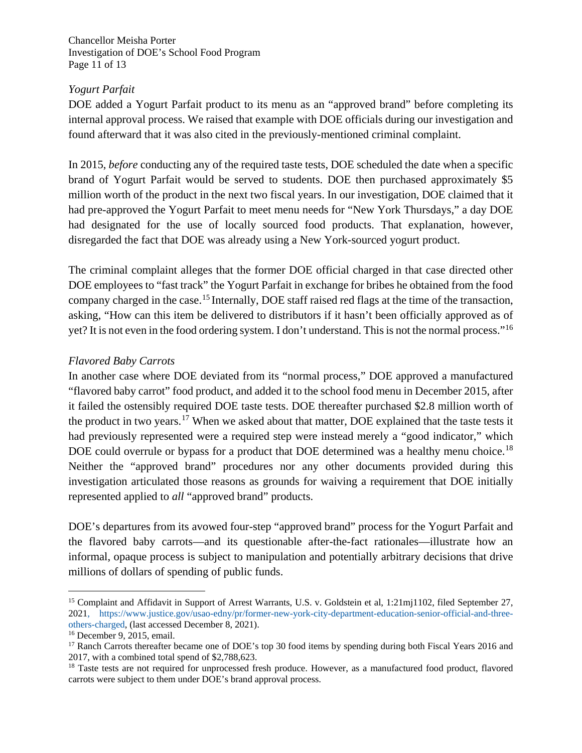*Yogurt Parfait*

DOE added a Yogurt Parfait product to its menu as an "approved brand" before completing its internal approval process. We raised that example with DOE officials during our investigation and found afterward that it was also cited in the previously-mentioned criminal complaint.

In 2015, *before* conducting any of the required taste tests, DOE scheduled the date when a specific brand of Yogurt Parfait would be served to students. DOE then purchased approximately $5 million worth of the product in the next two fiscal years. In our investigation, DOE claimed that it had pre-approved the Yogurt Parfait to meet menu needs for "New York Thursdays," a day DOE had designated for the use of locally sourced food products. That explanation, however, disregarded the fact that DOE was already using a New York-sourced yogurt product.

The criminal complaint alleges that the former DOE official charged in that case directed other DOE employees to "fast track" the Yogurt Parfait in exchange for bribes he obtained from the food company charged in the case.[15] Internally, DOE staff raised red flags at the time of the transaction, asking, "How can this item be delivered to distributors if it hasn't been officially approved as of yet? It is not even in the food ordering system. I don't understand. This is not the normal process."[16]

*Flavored Baby Carrots*

In another case where DOE deviated from its "normal process," DOE approved a manufactured "flavored baby carrot" food product, and added it to the school food menu in December 2015, after it failed the ostensibly required DOE taste tests. DOE thereafter purchased $2.8 million worth of the product in two years.[17] When we asked about that matter, DOE explained that the taste tests it had previously represented were a required step were instead merely a "good indicator," which DOE could overrule or bypass for a product that DOE determined was a healthy menu choice.[18] Neither the "approved brand" procedures nor any other documents provided during this investigation articulated those reasons as grounds for waiving a requirement that DOE initially represented applied to *all* "approved brand" products.

DOE's departures from its avowed four-step "approved brand" process for the Yogurt Parfait and the flavored baby carrots—and its questionable after-the-fact rationales—illustrate how an informal, opaque process is subject to manipulation and potentially arbitrary decisions that drive millions of dollars of spending of public funds.

---

[15] Complaint and Affidavit in Support of Arrest Warrants, U.S. v. Goldstein et al, 1:21mj1102, filed September 27, 2021, https://www.justice.gov/usao-edny/pr/former-new-york-city-department-education-senior-official-and-three-others-charged, (last accessed December 8, 2021).

[16] December 9, 2015, email.

[17] Ranch Carrots thereafter became one of DOE's top 30 food items by spending during both Fiscal Years 2016 and 2017, with a combined total spend of $2,788,623.

[18] Taste tests are not required for unprocessed fresh produce. However, as a manufactured food product, flavored carrots were subject to them under DOE's brand approval process.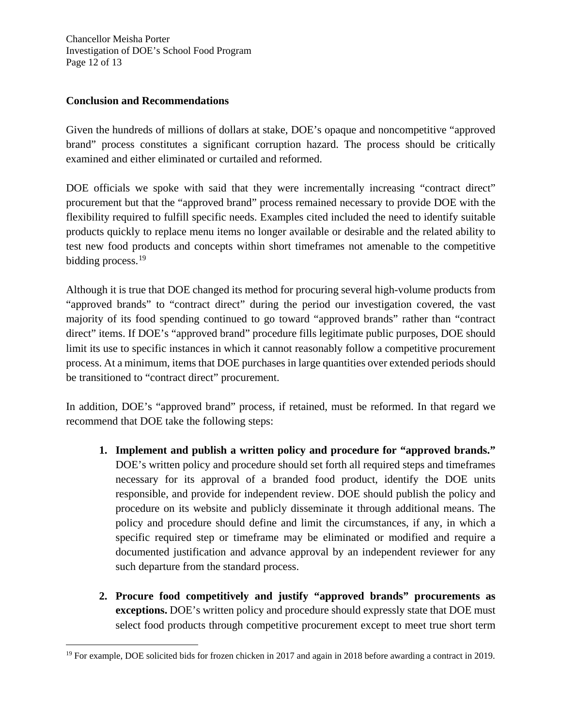**Conclusion and Recommendations**

Given the hundreds of millions of dollars at stake, DOE's opaque and noncompetitive "approved brand" process constitutes a significant corruption hazard. The process should be critically examined and either eliminated or curtailed and reformed.

DOE officials we spoke with said that they were incrementally increasing "contract direct" procurement but that the "approved brand" process remained necessary to provide DOE with the flexibility required to fulfill specific needs. Examples cited included the need to identify suitable products quickly to replace menu items no longer available or desirable and the related ability to test new food products and concepts within short timeframes not amenable to the competitive bidding process.[19]

Although it is true that DOE changed its method for procuring several high-volume products from "approved brands" to "contract direct" during the period our investigation covered, the vast majority of its food spending continued to go toward "approved brands" rather than "contract direct" items. If DOE's "approved brand" procedure fills legitimate public purposes, DOE should limit its use to specific instances in which it cannot reasonably follow a competitive procurement process. At a minimum, items that DOE purchases in large quantities over extended periods should be transitioned to "contract direct" procurement.

In addition, DOE's "approved brand" process, if retained, must be reformed. In that regard we recommend that DOE take the following steps:

1. **Implement and publish a written policy and procedure for "approved brands."** DOE's written policy and procedure should set forth all required steps and timeframes necessary for its approval of a branded food product, identify the DOE units responsible, and provide for independent review. DOE should publish the policy and procedure on its website and publicly disseminate it through additional means. The policy and procedure should define and limit the circumstances, if any, in which a specific required step or timeframe may be eliminated or modified and require a documented justification and advance approval by an independent reviewer for any such departure from the standard process.

2. **Procure food competitively and justify "approved brands" procurements as exceptions.** DOE's written policy and procedure should expressly state that DOE must select food products through competitive procurement except to meet true short term

[19] For example, DOE solicited bids for frozen chicken in 2017 and again in 2018 before awarding a contract in 2019.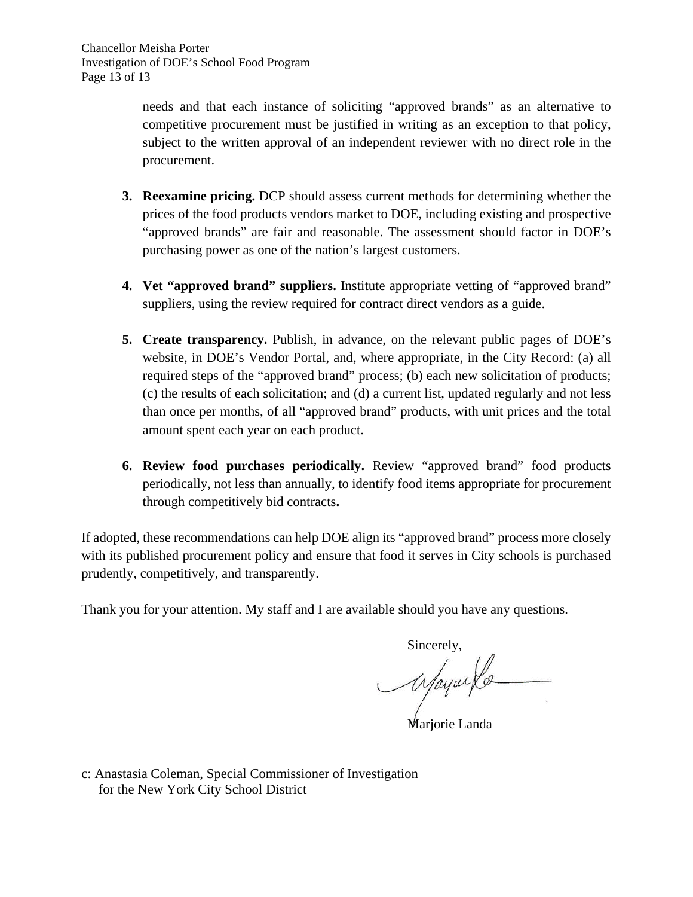needs and that each instance of soliciting "approved brands" as an alternative to competitive procurement must be justified in writing as an exception to that policy, subject to the written approval of an independent reviewer with no direct role in the procurement.

3. **Reexamine pricing.** DCP should assess current methods for determining whether the prices of the food products vendors market to DOE, including existing and prospective "approved brands" are fair and reasonable. The assessment should factor in DOE's purchasing power as one of the nation's largest customers.

4. **Vet "approved brand" suppliers.** Institute appropriate vetting of "approved brand" suppliers, using the review required for contract direct vendors as a guide.

5. **Create transparency.** Publish, in advance, on the relevant public pages of DOE's website, in DOE's Vendor Portal, and, where appropriate, in the City Record: (a) all required steps of the "approved brand" process; (b) each new solicitation of products; (c) the results of each solicitation; and (d) a current list, updated regularly and not less than once per months, of all "approved brand" products, with unit prices and the total amount spent each year on each product.

6. **Review food purchases periodically.** Review "approved brand" food products periodically, not less than annually, to identify food items appropriate for procurement through competitively bid contracts**.**

If adopted, these recommendations can help DOE align its "approved brand" process more closely with its published procurement policy and ensure that food it serves in City schools is purchased prudently, competitively, and transparently.

Thank you for your attention. My staff and I are available should you have any questions.

Sincerely,

Marjorie Landa

c: Anastasia Coleman, Special Commissioner of Investigation
for the New York City School District